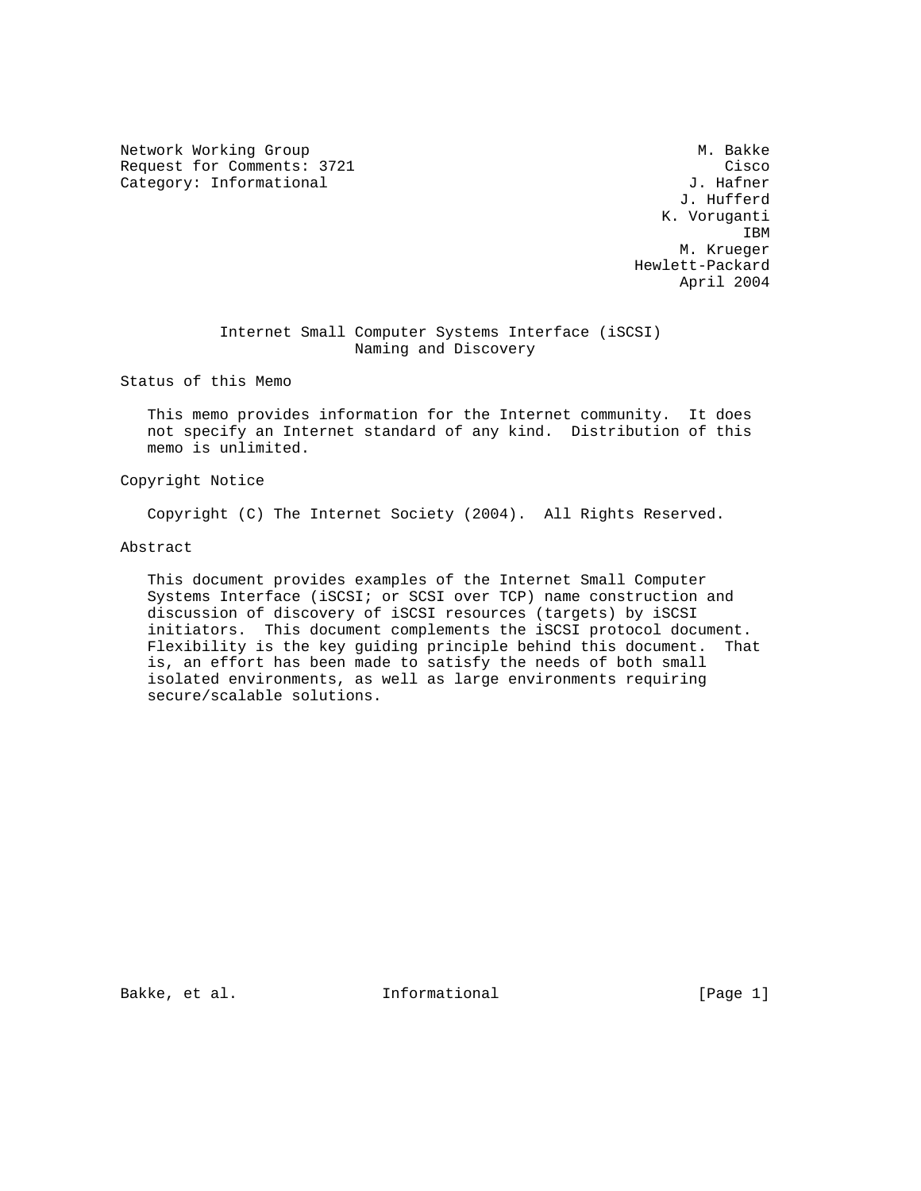Network Working Group                                           M. Bakke
Request for Comments: 3721                                         Cisco
Category: Informational                                        J. Hafner
                                                              J. Hufferd
                                                            K. Voruganti
                                                                     IBM
                                                              M. Krueger
                                                         Hewlett-Packard
                                                              April 2004

# Internet Small Computer Systems Interface (iSCSI) Naming and Discovery

## Status of this Memo

This memo provides information for the Internet community. It does not specify an Internet standard of any kind. Distribution of this memo is unlimited.

## Copyright Notice

Copyright (C) The Internet Society (2004). All Rights Reserved.

## Abstract

This document provides examples of the Internet Small Computer Systems Interface (iSCSI; or SCSI over TCP) name construction and discussion of discovery of iSCSI resources (targets) by iSCSI initiators. This document complements the iSCSI protocol document. Flexibility is the key guiding principle behind this document. That is, an effort has been made to satisfy the needs of both small isolated environments, as well as large environments requiring secure/scalable solutions.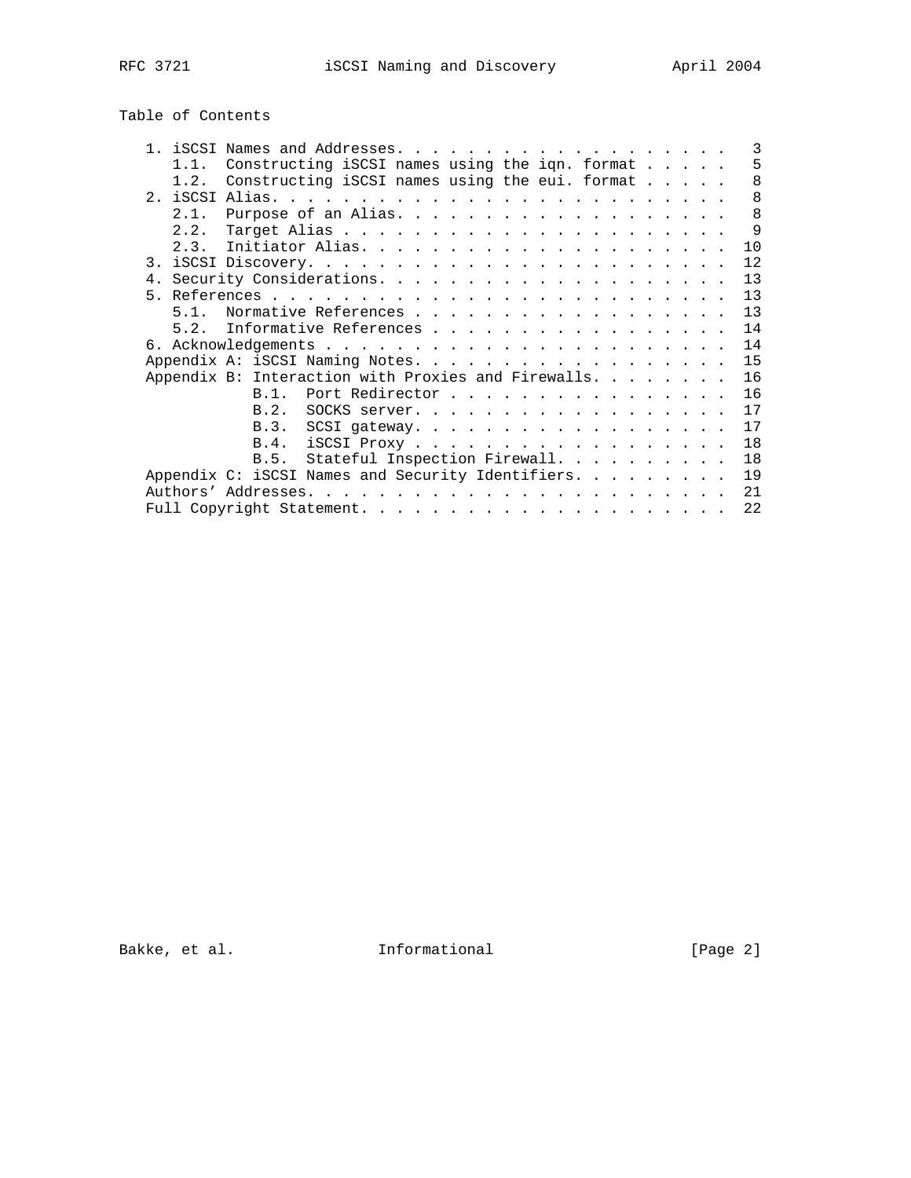## Table of Contents

```
   1. iSCSI Names and Addresses. . . . . . . . . . . . . . . . . . . .  3
      1.1.  Constructing iSCSI names using the iqn. format . . . . .  5
      1.2.  Constructing iSCSI names using the eui. format . . . . .  8
   2. iSCSI Alias. . . . . . . . . . . . . . . . . . . . . . . . . . .  8
      2.1.  Purpose of an Alias. . . . . . . . . . . . . . . . . . .  8
      2.2.  Target Alias . . . . . . . . . . . . . . . . . . . . . .  9
      2.3.  Initiator Alias. . . . . . . . . . . . . . . . . . . . . 10
   3. iSCSI Discovery. . . . . . . . . . . . . . . . . . . . . . . . . 12
   4. Security Considerations. . . . . . . . . . . . . . . . . . . . . 13
   5. References . . . . . . . . . . . . . . . . . . . . . . . . . . . 13
      5.1.  Normative References . . . . . . . . . . . . . . . . . . 13
      5.2.  Informative References . . . . . . . . . . . . . . . . . 14
   6. Acknowledgements . . . . . . . . . . . . . . . . . . . . . . . . 14
   Appendix A: iSCSI Naming Notes. . . . . . . . . . . . . . . . . . . 15
   Appendix B: Interaction with Proxies and Firewalls. . . . . . . . . 16
               B.1.  Port Redirector . . . . . . . . . . . . . . . . . 16
               B.2.  SOCKS server. . . . . . . . . . . . . . . . . . . 17
               B.3.  SCSI gateway. . . . . . . . . . . . . . . . . . . 17
               B.4.  iSCSI Proxy . . . . . . . . . . . . . . . . . . . 18
               B.5.  Stateful Inspection Firewall. . . . . . . . . . . 18
   Appendix C: iSCSI Names and Security Identifiers. . . . . . . . . . 19
   Authors' Addresses. . . . . . . . . . . . . . . . . . . . . . . . . 21
   Full Copyright Statement. . . . . . . . . . . . . . . . . . . . . . 22
```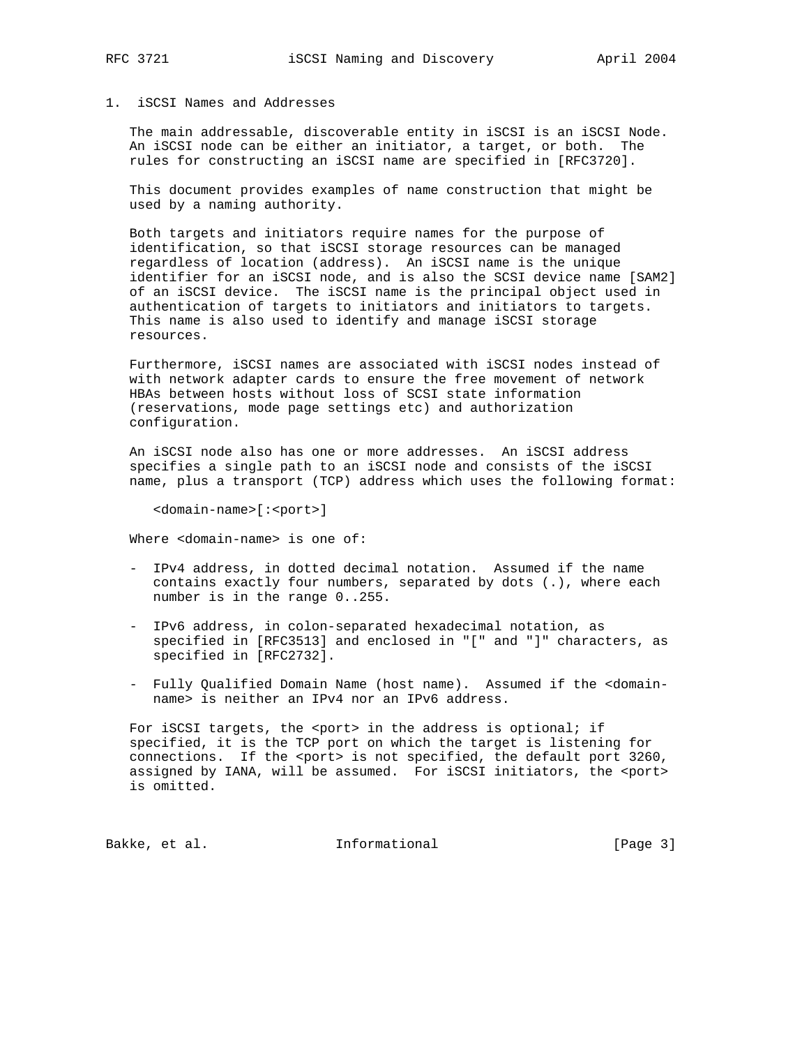# 1. iSCSI Names and Addresses

The main addressable, discoverable entity in iSCSI is an iSCSI Node. An iSCSI node can be either an initiator, a target, or both. The rules for constructing an iSCSI name are specified in [RFC3720].

This document provides examples of name construction that might be used by a naming authority.

Both targets and initiators require names for the purpose of identification, so that iSCSI storage resources can be managed regardless of location (address). An iSCSI name is the unique identifier for an iSCSI node, and is also the SCSI device name [SAM2] of an iSCSI device. The iSCSI name is the principal object used in authentication of targets to initiators and initiators to targets. This name is also used to identify and manage iSCSI storage resources.

Furthermore, iSCSI names are associated with iSCSI nodes instead of with network adapter cards to ensure the free movement of network HBAs between hosts without loss of SCSI state information (reservations, mode page settings etc) and authorization configuration.

An iSCSI node also has one or more addresses. An iSCSI address specifies a single path to an iSCSI node and consists of the iSCSI name, plus a transport (TCP) address which uses the following format:

```
<domain-name>[:<port>]
```

Where <domain-name> is one of:

- IPv4 address, in dotted decimal notation. Assumed if the name contains exactly four numbers, separated by dots (.), where each number is in the range 0..255.
- IPv6 address, in colon-separated hexadecimal notation, as specified in [RFC3513] and enclosed in "[" and "]" characters, as specified in [RFC2732].
- Fully Qualified Domain Name (host name). Assumed if the <domain-name> is neither an IPv4 nor an IPv6 address.

For iSCSI targets, the <port> in the address is optional; if specified, it is the TCP port on which the target is listening for connections. If the <port> is not specified, the default port 3260, assigned by IANA, will be assumed. For iSCSI initiators, the <port> is omitted.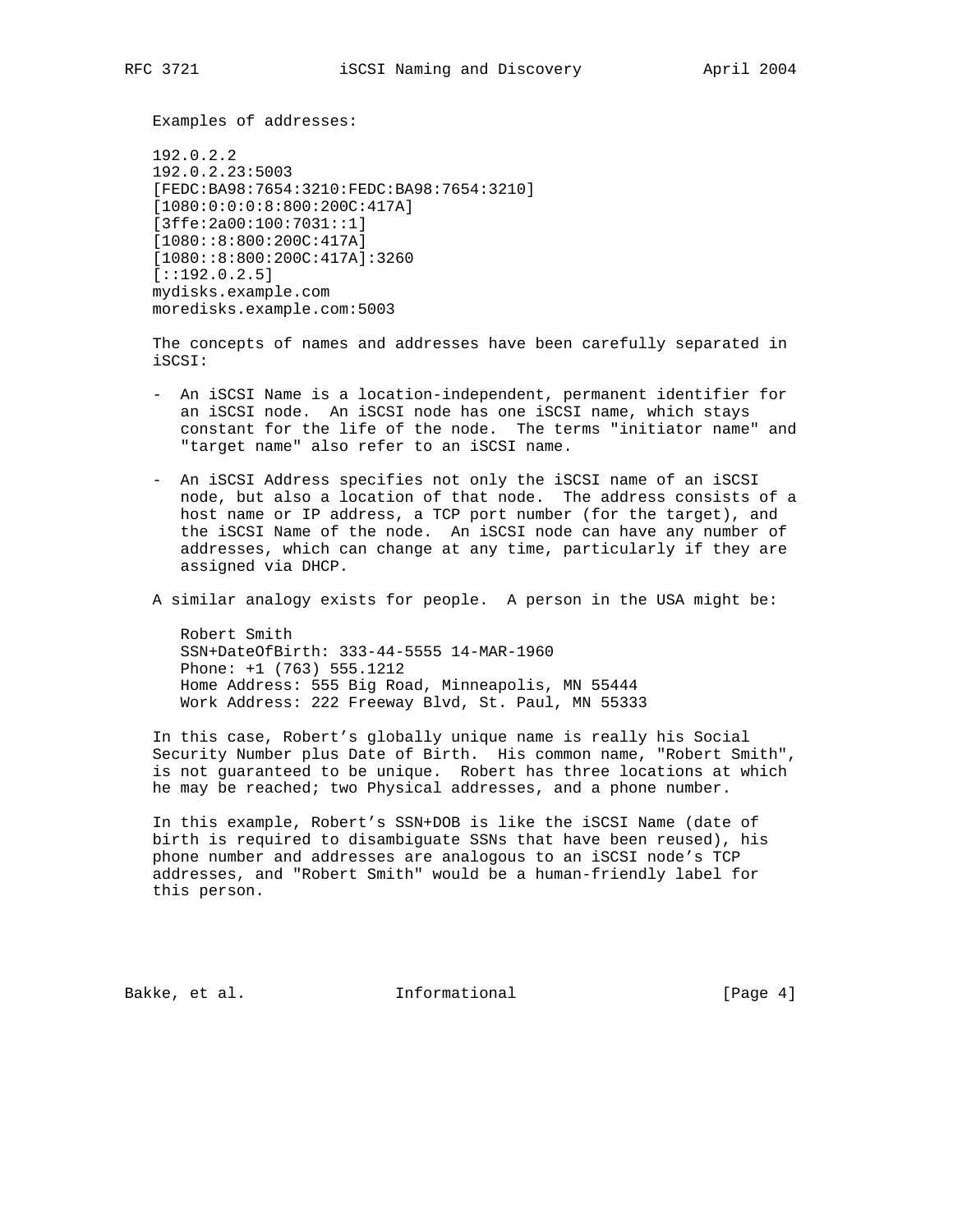Examples of addresses:

```
192.0.2.2
192.0.2.23:5003
[FEDC:BA98:7654:3210:FEDC:BA98:7654:3210]
[1080:0:0:0:8:800:200C:417A]
[3ffe:2a00:100:7031::1]
[1080::8:800:200C:417A]
[1080::8:800:200C:417A]:3260
[::192.0.2.5]
mydisks.example.com
moredisks.example.com:5003
```

The concepts of names and addresses have been carefully separated in iSCSI:

- An iSCSI Name is a location-independent, permanent identifier for an iSCSI node. An iSCSI node has one iSCSI name, which stays constant for the life of the node. The terms "initiator name" and "target name" also refer to an iSCSI name.

- An iSCSI Address specifies not only the iSCSI name of an iSCSI node, but also a location of that node. The address consists of a host name or IP address, a TCP port number (for the target), and the iSCSI Name of the node. An iSCSI node can have any number of addresses, which can change at any time, particularly if they are assigned via DHCP.

A similar analogy exists for people. A person in the USA might be:

```
Robert Smith
SSN+DateOfBirth: 333-44-5555 14-MAR-1960
Phone: +1 (763) 555.1212
Home Address: 555 Big Road, Minneapolis, MN 55444
Work Address: 222 Freeway Blvd, St. Paul, MN 55333
```

In this case, Robert's globally unique name is really his Social Security Number plus Date of Birth. His common name, "Robert Smith", is not guaranteed to be unique. Robert has three locations at which he may be reached; two Physical addresses, and a phone number.

In this example, Robert's SSN+DOB is like the iSCSI Name (date of birth is required to disambiguate SSNs that have been reused), his phone number and addresses are analogous to an iSCSI node's TCP addresses, and "Robert Smith" would be a human-friendly label for this person.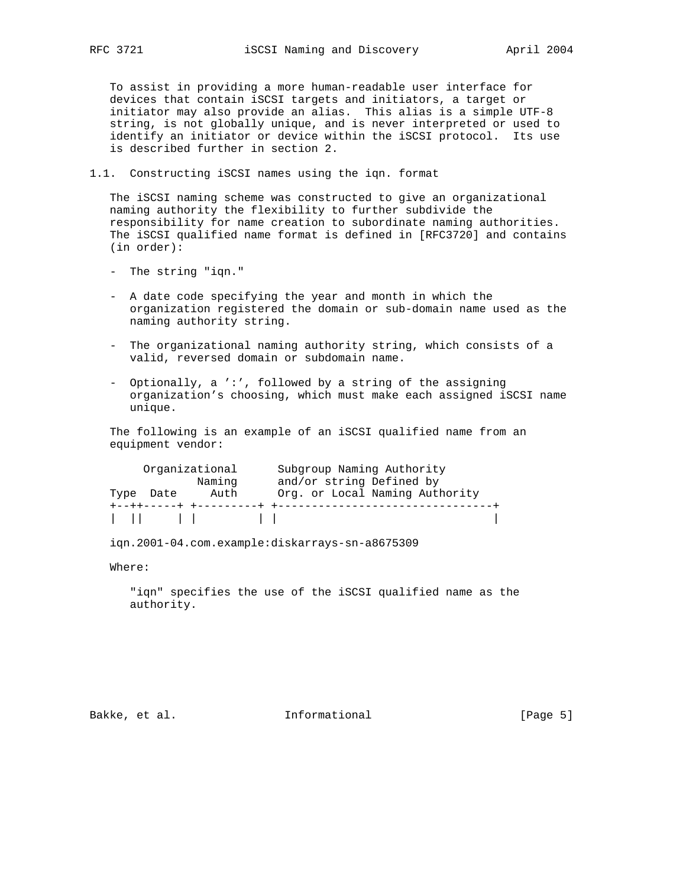To assist in providing a more human-readable user interface for devices that contain iSCSI targets and initiators, a target or initiator may also provide an alias. This alias is a simple UTF-8 string, is not globally unique, and is never interpreted or used to identify an initiator or device within the iSCSI protocol. Its use is described further in section 2.

## 1.1. Constructing iSCSI names using the iqn. format

The iSCSI naming scheme was constructed to give an organizational naming authority the flexibility to further subdivide the responsibility for name creation to subordinate naming authorities. The iSCSI qualified name format is defined in [RFC3720] and contains (in order):

- The string "iqn."

- A date code specifying the year and month in which the organization registered the domain or sub-domain name used as the naming authority string.

- The organizational naming authority string, which consists of a valid, reversed domain or subdomain name.

- Optionally, a ':', followed by a string of the assigning organization's choosing, which must make each assigned iSCSI name unique.

The following is an example of an iSCSI qualified name from an equipment vendor:

```
     Organizational      Subgroup Naming Authority
             Naming      and/or string Defined by
Type  Date     Auth      Org. or Local Naming Authority
+--++-----+ +---------+ +--------------------------------+
|  ||     | |         | |                                |

iqn.2001-04.com.example:diskarrays-sn-a8675309
```

Where:

"iqn" specifies the use of the iSCSI qualified name as the authority.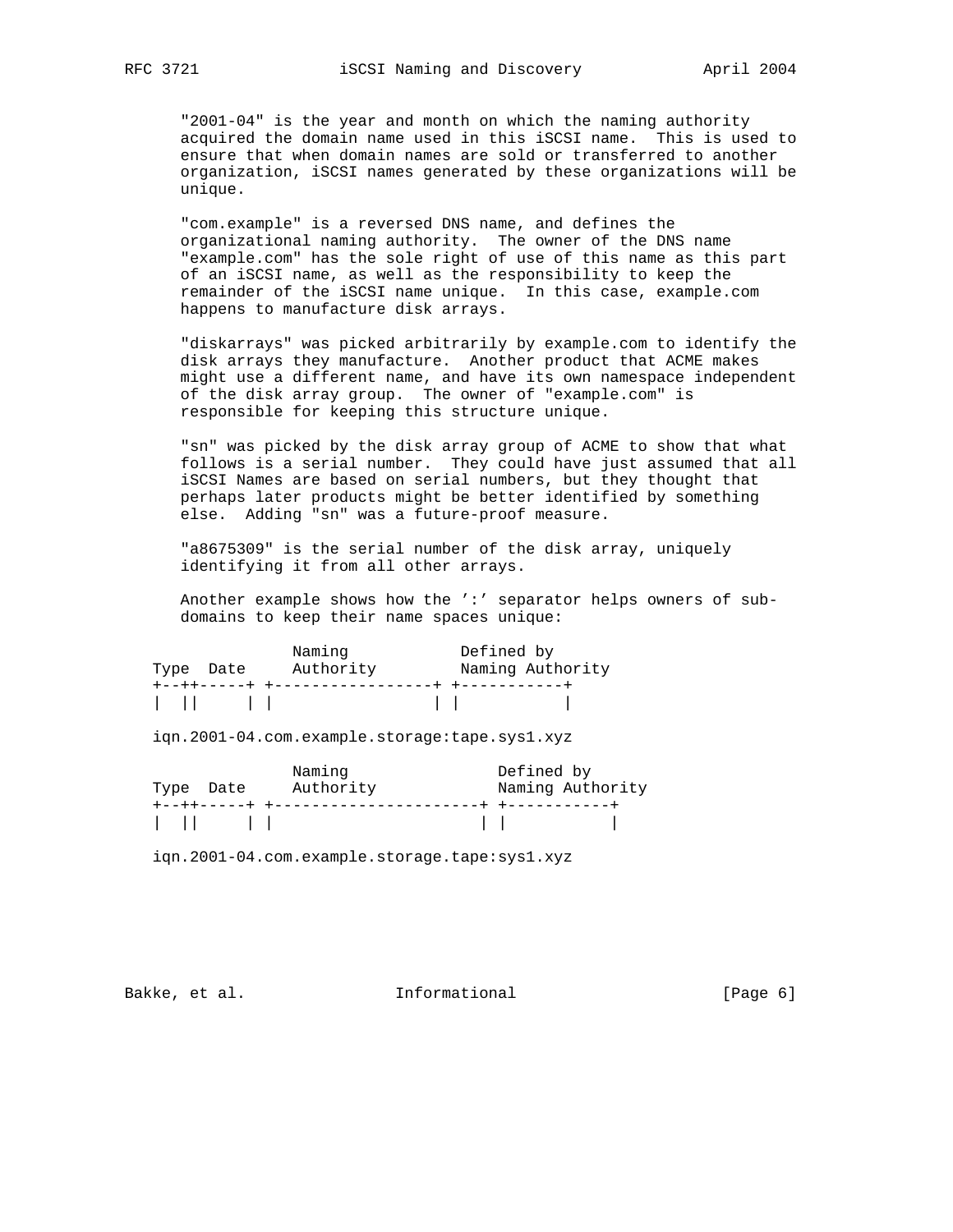"2001-04" is the year and month on which the naming authority acquired the domain name used in this iSCSI name. This is used to ensure that when domain names are sold or transferred to another organization, iSCSI names generated by these organizations will be unique.

"com.example" is a reversed DNS name, and defines the organizational naming authority. The owner of the DNS name "example.com" has the sole right of use of this name as this part of an iSCSI name, as well as the responsibility to keep the remainder of the iSCSI name unique. In this case, example.com happens to manufacture disk arrays.

"diskarrays" was picked arbitrarily by example.com to identify the disk arrays they manufacture. Another product that ACME makes might use a different name, and have its own namespace independent of the disk array group. The owner of "example.com" is responsible for keeping this structure unique.

"sn" was picked by the disk array group of ACME to show that what follows is a serial number. They could have just assumed that all iSCSI Names are based on serial numbers, but they thought that perhaps later products might be better identified by something else. Adding "sn" was a future-proof measure.

"a8675309" is the serial number of the disk array, uniquely identifying it from all other arrays.

Another example shows how the ':' separator helps owners of sub-domains to keep their name spaces unique:

```
               Naming            Defined by
Type  Date     Authority         Naming Authority
+--++-----+ +------------------+ +-----------+
|  ||     | |                  | |           |

iqn.2001-04.com.example.storage:tape.sys1.xyz

               Naming                Defined by
Type  Date     Authority             Naming Authority
+--++-----+ +----------------------+ +-----------+
|  ||     | |                      | |           |

iqn.2001-04.com.example.storage.tape:sys1.xyz
```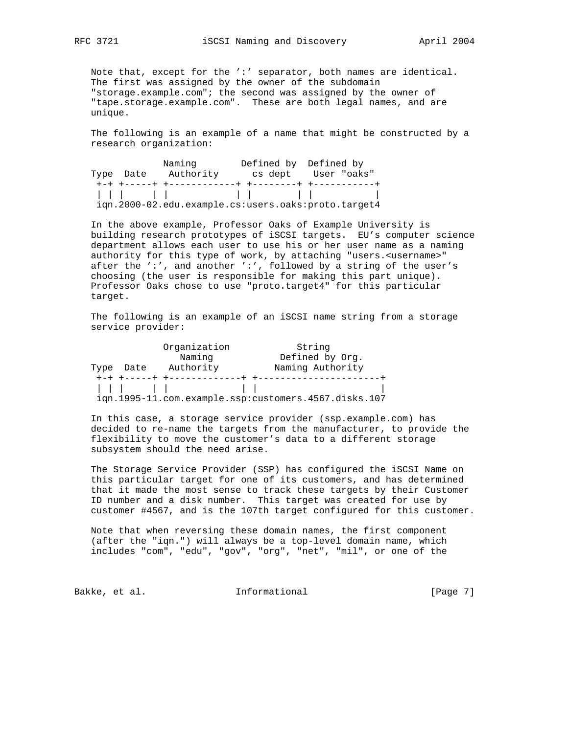Note that, except for the ':' separator, both names are identical. The first was assigned by the owner of the subdomain "storage.example.com"; the second was assigned by the owner of "tape.storage.example.com". These are both legal names, and are unique.

The following is an example of a name that might be constructed by a research organization:

```
             Naming        Defined by  Defined by
Type  Date    Authority      cs dept    User "oaks"
 +-+ +-----+ +------------+ +--------+ +-----------+
 | | |     | |            | |        | |           |
 iqn.2000-02.edu.example.cs:users.oaks:proto.target4
```

In the above example, Professor Oaks of Example University is building research prototypes of iSCSI targets. EU's computer science department allows each user to use his or her user name as a naming authority for this type of work, by attaching "users.<username>" after the ':', and another ':', followed by a string of the user's choosing (the user is responsible for making this part unique). Professor Oaks chose to use "proto.target4" for this particular target.

The following is an example of an iSCSI name string from a storage service provider:

```
             Organization           String
               Naming            Defined by Org.
Type  Date    Authority          Naming Authority
 +-+ +-----+ +-------------+ +----------------------+
 | | |     | |             | |                      |
 iqn.1995-11.com.example.ssp:customers.4567.disks.107
```

In this case, a storage service provider (ssp.example.com) has decided to re-name the targets from the manufacturer, to provide the flexibility to move the customer's data to a different storage subsystem should the need arise.

The Storage Service Provider (SSP) has configured the iSCSI Name on this particular target for one of its customers, and has determined that it made the most sense to track these targets by their Customer ID number and a disk number. This target was created for use by customer #4567, and is the 107th target configured for this customer.

Note that when reversing these domain names, the first component (after the "iqn.") will always be a top-level domain name, which includes "com", "edu", "gov", "org", "net", "mil", or one of the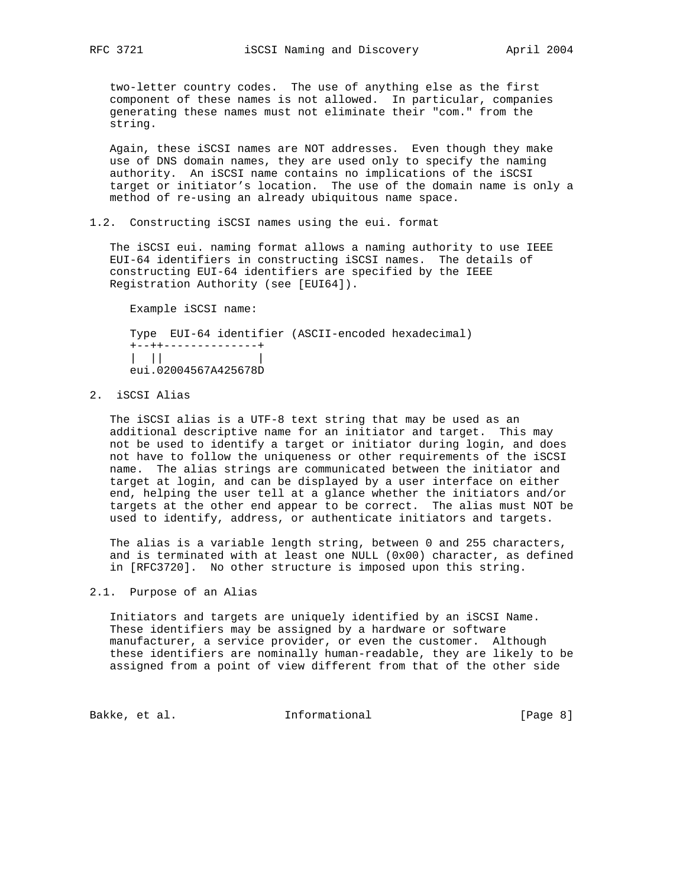two-letter country codes. The use of anything else as the first component of these names is not allowed. In particular, companies generating these names must not eliminate their "com." from the string.

Again, these iSCSI names are NOT addresses. Even though they make use of DNS domain names, they are used only to specify the naming authority. An iSCSI name contains no implications of the iSCSI target or initiator's location. The use of the domain name is only a method of re-using an already ubiquitous name space.

### 1.2. Constructing iSCSI names using the eui. format

The iSCSI eui. naming format allows a naming authority to use IEEE EUI-64 identifiers in constructing iSCSI names. The details of constructing EUI-64 identifiers are specified by the IEEE Registration Authority (see [EUI64]).

Example iSCSI name:

```
Type  EUI-64 identifier (ASCII-encoded hexadecimal)
+--++--------------+
|  ||              |
eui.02004567A425678D
```

## 2. iSCSI Alias

The iSCSI alias is a UTF-8 text string that may be used as an additional descriptive name for an initiator and target. This may not be used to identify a target or initiator during login, and does not have to follow the uniqueness or other requirements of the iSCSI name. The alias strings are communicated between the initiator and target at login, and can be displayed by a user interface on either end, helping the user tell at a glance whether the initiators and/or targets at the other end appear to be correct. The alias must NOT be used to identify, address, or authenticate initiators and targets.

The alias is a variable length string, between 0 and 255 characters, and is terminated with at least one NULL (0x00) character, as defined in [RFC3720]. No other structure is imposed upon this string.

### 2.1. Purpose of an Alias

Initiators and targets are uniquely identified by an iSCSI Name. These identifiers may be assigned by a hardware or software manufacturer, a service provider, or even the customer. Although these identifiers are nominally human-readable, they are likely to be assigned from a point of view different from that of the other side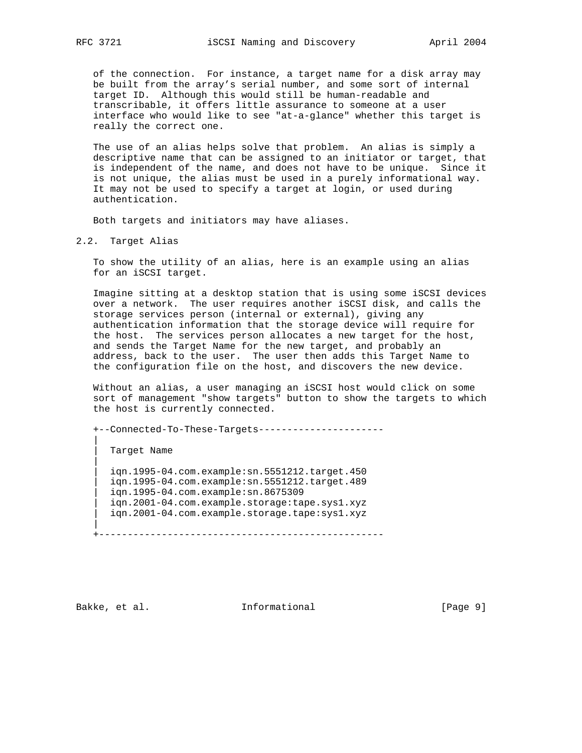of the connection. For instance, a target name for a disk array may be built from the array's serial number, and some sort of internal target ID. Although this would still be human-readable and transcribable, it offers little assurance to someone at a user interface who would like to see "at-a-glance" whether this target is really the correct one.

The use of an alias helps solve that problem. An alias is simply a descriptive name that can be assigned to an initiator or target, that is independent of the name, and does not have to be unique. Since it is not unique, the alias must be used in a purely informational way. It may not be used to specify a target at login, or used during authentication.

Both targets and initiators may have aliases.

## 2.2. Target Alias

To show the utility of an alias, here is an example using an alias for an iSCSI target.

Imagine sitting at a desktop station that is using some iSCSI devices over a network. The user requires another iSCSI disk, and calls the storage services person (internal or external), giving any authentication information that the storage device will require for the host. The services person allocates a new target for the host, and sends the Target Name for the new target, and probably an address, back to the user. The user then adds this Target Name to the configuration file on the host, and discovers the new device.

Without an alias, a user managing an iSCSI host would click on some sort of management "show targets" button to show the targets to which the host is currently connected.

```
+--Connected-To-These-Targets----------------------
|
|  Target Name
|
|  iqn.1995-04.com.example:sn.5551212.target.450
|  iqn.1995-04.com.example:sn.5551212.target.489
|  iqn.1995-04.com.example:sn.8675309
|  iqn.2001-04.com.example.storage:tape.sys1.xyz
|  iqn.2001-04.com.example.storage.tape:sys1.xyz
|
+--------------------------------------------------
```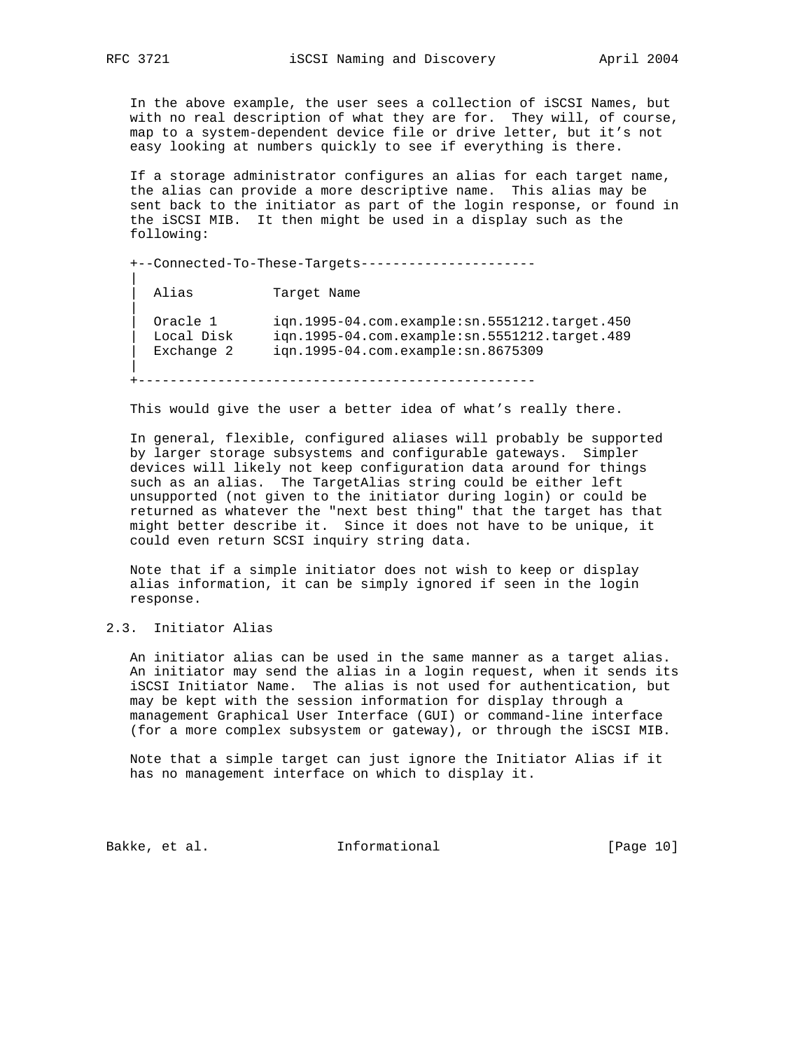In the above example, the user sees a collection of iSCSI Names, but with no real description of what they are for. They will, of course, map to a system-dependent device file or drive letter, but it's not easy looking at numbers quickly to see if everything is there.

If a storage administrator configures an alias for each target name, the alias can provide a more descriptive name. This alias may be sent back to the initiator as part of the login response, or found in the iSCSI MIB. It then might be used in a display such as the following:

```
+--Connected-To-These-Targets----------------------
|
|  Alias          Target Name
|
|  Oracle 1       iqn.1995-04.com.example:sn.5551212.target.450
|  Local Disk     iqn.1995-04.com.example:sn.5551212.target.489
|  Exchange 2     iqn.1995-04.com.example:sn.8675309
|
+--------------------------------------------------
```

This would give the user a better idea of what's really there.

In general, flexible, configured aliases will probably be supported by larger storage subsystems and configurable gateways. Simpler devices will likely not keep configuration data around for things such as an alias. The TargetAlias string could be either left unsupported (not given to the initiator during login) or could be returned as whatever the "next best thing" that the target has that might better describe it. Since it does not have to be unique, it could even return SCSI inquiry string data.

Note that if a simple initiator does not wish to keep or display alias information, it can be simply ignored if seen in the login response.

## 2.3. Initiator Alias

An initiator alias can be used in the same manner as a target alias. An initiator may send the alias in a login request, when it sends its iSCSI Initiator Name. The alias is not used for authentication, but may be kept with the session information for display through a management Graphical User Interface (GUI) or command-line interface (for a more complex subsystem or gateway), or through the iSCSI MIB.

Note that a simple target can just ignore the Initiator Alias if it has no management interface on which to display it.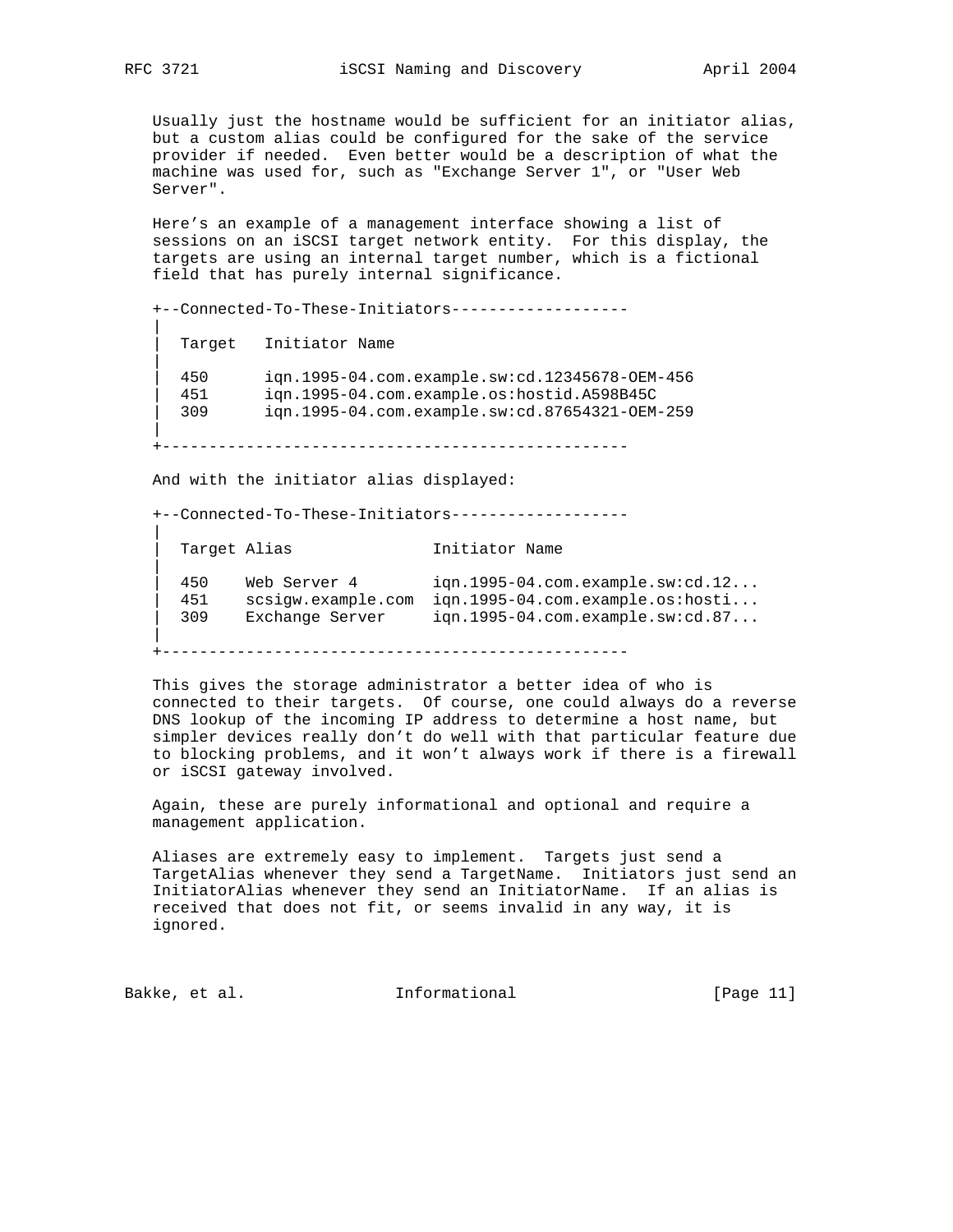Usually just the hostname would be sufficient for an initiator alias, but a custom alias could be configured for the sake of the service provider if needed. Even better would be a description of what the machine was used for, such as "Exchange Server 1", or "User Web Server".

Here's an example of a management interface showing a list of sessions on an iSCSI target network entity. For this display, the targets are using an internal target number, which is a fictional field that has purely internal significance.

```
+--Connected-To-These-Initiators-------------------
|
|  Target   Initiator Name
|
|  450      iqn.1995-04.com.example.sw:cd.12345678-OEM-456
|  451      iqn.1995-04.com.example.os:hostid.A598B45C
|  309      iqn.1995-04.com.example.sw:cd.87654321-OEM-259
|
+--------------------------------------------------
```

And with the initiator alias displayed:

```
+--Connected-To-These-Initiators-------------------
|
|  Target Alias               Initiator Name
|
|  450    Web Server 4        iqn.1995-04.com.example.sw:cd.12...
|  451    scsigw.example.com  iqn.1995-04.com.example.os:hosti...
|  309    Exchange Server     iqn.1995-04.com.example.sw:cd.87...
|
+--------------------------------------------------
```

This gives the storage administrator a better idea of who is connected to their targets. Of course, one could always do a reverse DNS lookup of the incoming IP address to determine a host name, but simpler devices really don't do well with that particular feature due to blocking problems, and it won't always work if there is a firewall or iSCSI gateway involved.

Again, these are purely informational and optional and require a management application.

Aliases are extremely easy to implement. Targets just send a TargetAlias whenever they send a TargetName. Initiators just send an InitiatorAlias whenever they send an InitiatorName. If an alias is received that does not fit, or seems invalid in any way, it is ignored.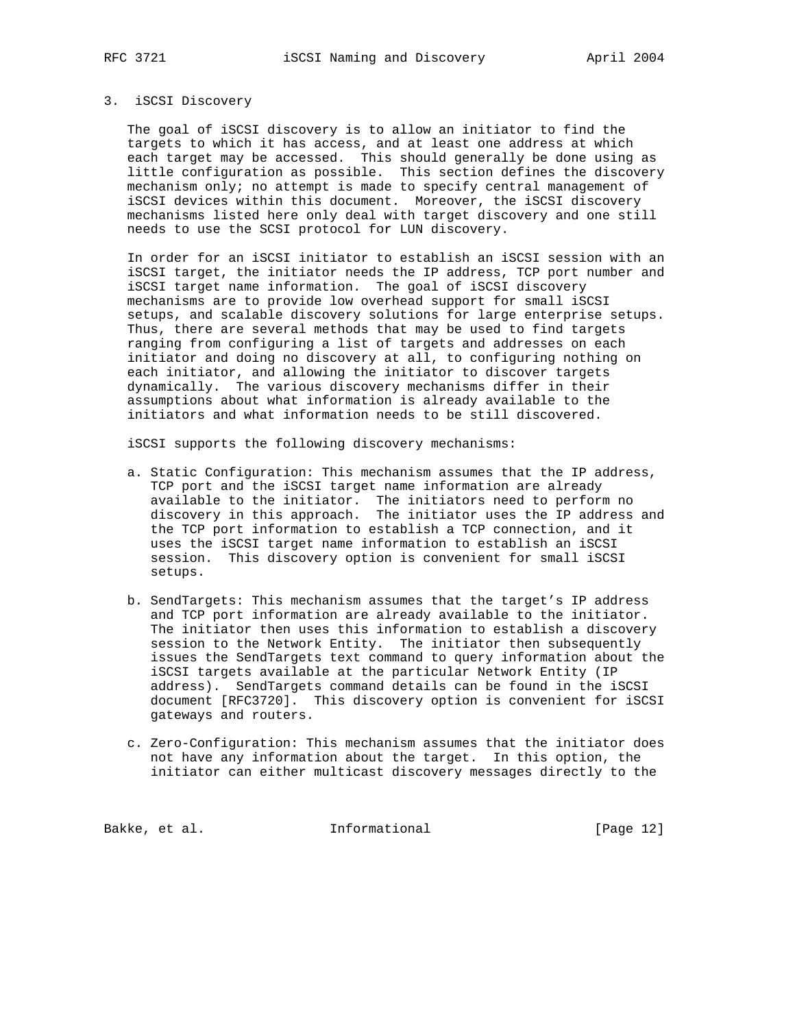## 3. iSCSI Discovery

The goal of iSCSI discovery is to allow an initiator to find the targets to which it has access, and at least one address at which each target may be accessed. This should generally be done using as little configuration as possible. This section defines the discovery mechanism only; no attempt is made to specify central management of iSCSI devices within this document. Moreover, the iSCSI discovery mechanisms listed here only deal with target discovery and one still needs to use the SCSI protocol for LUN discovery.

In order for an iSCSI initiator to establish an iSCSI session with an iSCSI target, the initiator needs the IP address, TCP port number and iSCSI target name information. The goal of iSCSI discovery mechanisms are to provide low overhead support for small iSCSI setups, and scalable discovery solutions for large enterprise setups. Thus, there are several methods that may be used to find targets ranging from configuring a list of targets and addresses on each initiator and doing no discovery at all, to configuring nothing on each initiator, and allowing the initiator to discover targets dynamically. The various discovery mechanisms differ in their assumptions about what information is already available to the initiators and what information needs to be still discovered.

iSCSI supports the following discovery mechanisms:

a. Static Configuration: This mechanism assumes that the IP address, TCP port and the iSCSI target name information are already available to the initiator. The initiators need to perform no discovery in this approach. The initiator uses the IP address and the TCP port information to establish a TCP connection, and it uses the iSCSI target name information to establish an iSCSI session. This discovery option is convenient for small iSCSI setups.

b. SendTargets: This mechanism assumes that the target's IP address and TCP port information are already available to the initiator. The initiator then uses this information to establish a discovery session to the Network Entity. The initiator then subsequently issues the SendTargets text command to query information about the iSCSI targets available at the particular Network Entity (IP address). SendTargets command details can be found in the iSCSI document [RFC3720]. This discovery option is convenient for iSCSI gateways and routers.

c. Zero-Configuration: This mechanism assumes that the initiator does not have any information about the target. In this option, the initiator can either multicast discovery messages directly to the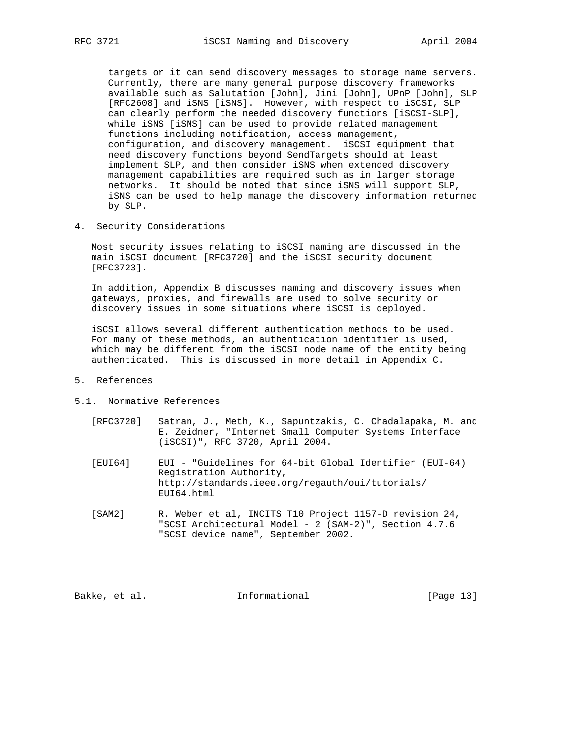targets or it can send discovery messages to storage name servers. Currently, there are many general purpose discovery frameworks available such as Salutation [John], Jini [John], UPnP [John], SLP [RFC2608] and iSNS [iSNS]. However, with respect to iSCSI, SLP can clearly perform the needed discovery functions [iSCSI-SLP], while iSNS [iSNS] can be used to provide related management functions including notification, access management, configuration, and discovery management. iSCSI equipment that need discovery functions beyond SendTargets should at least implement SLP, and then consider iSNS when extended discovery management capabilities are required such as in larger storage networks. It should be noted that since iSNS will support SLP, iSNS can be used to help manage the discovery information returned by SLP.

## 4. Security Considerations

Most security issues relating to iSCSI naming are discussed in the main iSCSI document [RFC3720] and the iSCSI security document [RFC3723].

In addition, Appendix B discusses naming and discovery issues when gateways, proxies, and firewalls are used to solve security or discovery issues in some situations where iSCSI is deployed.

iSCSI allows several different authentication methods to be used. For many of these methods, an authentication identifier is used, which may be different from the iSCSI node name of the entity being authenticated. This is discussed in more detail in Appendix C.

## 5. References

### 5.1. Normative References

[RFC3720] Satran, J., Meth, K., Sapuntzakis, C. Chadalapaka, M. and E. Zeidner, "Internet Small Computer Systems Interface (iSCSI)", RFC 3720, April 2004.

[EUI64] EUI - "Guidelines for 64-bit Global Identifier (EUI-64) Registration Authority, http://standards.ieee.org/regauth/oui/tutorials/EUI64.html

[SAM2] R. Weber et al, INCITS T10 Project 1157-D revision 24, "SCSI Architectural Model - 2 (SAM-2)", Section 4.7.6 "SCSI device name", September 2002.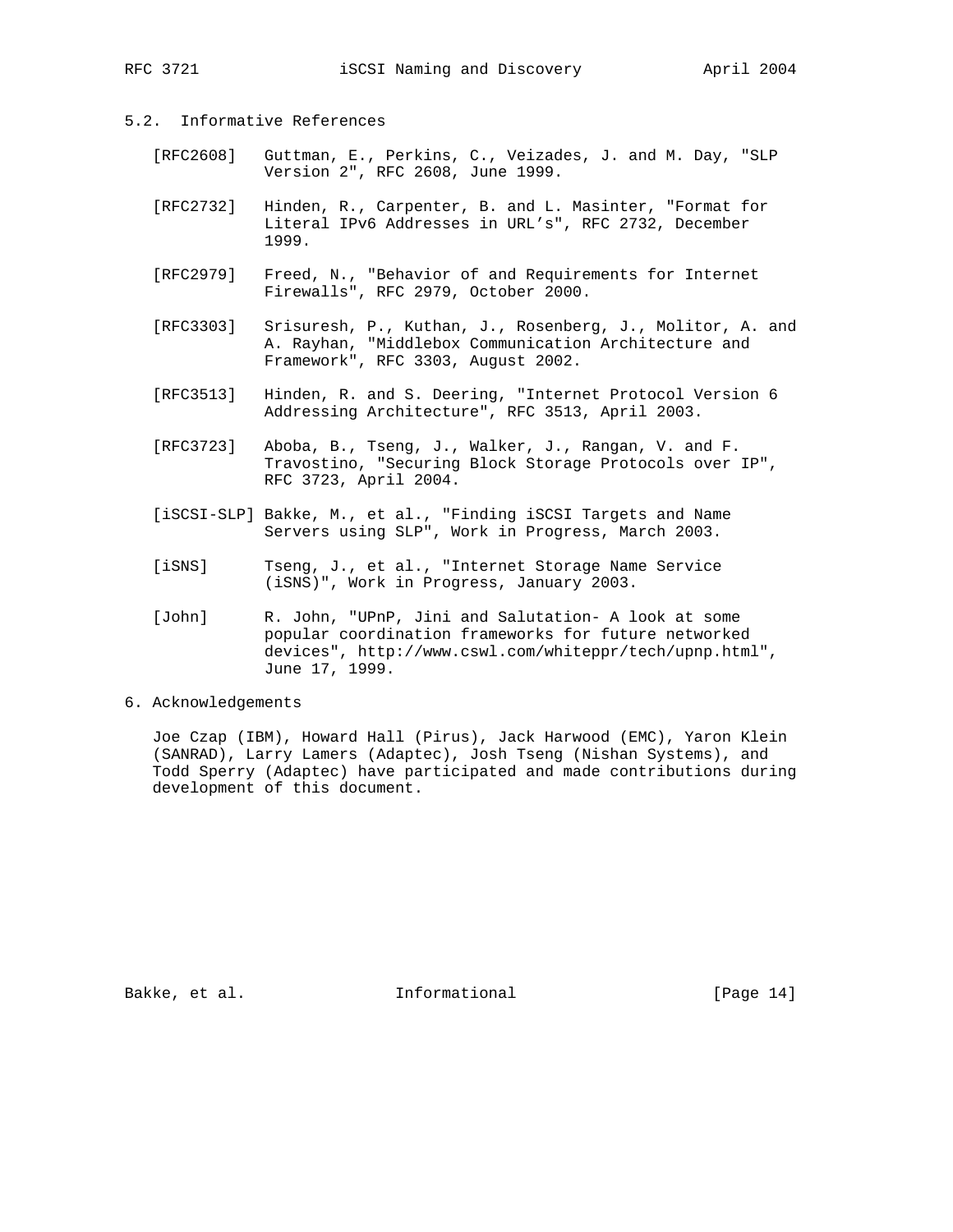## 5.2. Informative References

[RFC2608] Guttman, E., Perkins, C., Veizades, J. and M. Day, "SLP Version 2", RFC 2608, June 1999.

[RFC2732] Hinden, R., Carpenter, B. and L. Masinter, "Format for Literal IPv6 Addresses in URL's", RFC 2732, December 1999.

[RFC2979] Freed, N., "Behavior of and Requirements for Internet Firewalls", RFC 2979, October 2000.

[RFC3303] Srisuresh, P., Kuthan, J., Rosenberg, J., Molitor, A. and A. Rayhan, "Middlebox Communication Architecture and Framework", RFC 3303, August 2002.

[RFC3513] Hinden, R. and S. Deering, "Internet Protocol Version 6 Addressing Architecture", RFC 3513, April 2003.

[RFC3723] Aboba, B., Tseng, J., Walker, J., Rangan, V. and F. Travostino, "Securing Block Storage Protocols over IP", RFC 3723, April 2004.

[iSCSI-SLP] Bakke, M., et al., "Finding iSCSI Targets and Name Servers using SLP", Work in Progress, March 2003.

[iSNS] Tseng, J., et al., "Internet Storage Name Service (iSNS)", Work in Progress, January 2003.

[John] R. John, "UPnP, Jini and Salutation- A look at some popular coordination frameworks for future networked devices", http://www.cswl.com/whiteppr/tech/upnp.html", June 17, 1999.

## 6. Acknowledgements

Joe Czap (IBM), Howard Hall (Pirus), Jack Harwood (EMC), Yaron Klein (SANRAD), Larry Lamers (Adaptec), Josh Tseng (Nishan Systems), and Todd Sperry (Adaptec) have participated and made contributions during development of this document.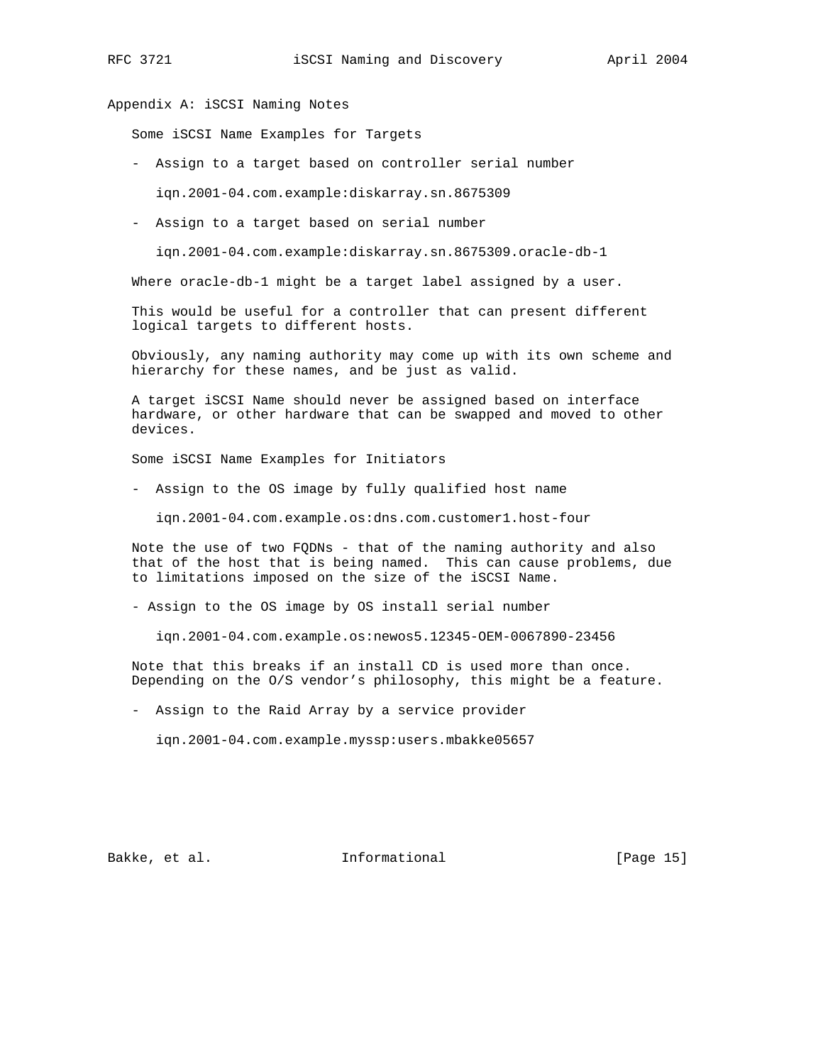## Appendix A: iSCSI Naming Notes

### Some iSCSI Name Examples for Targets

- Assign to a target based on controller serial number

  iqn.2001-04.com.example:diskarray.sn.8675309

- Assign to a target based on serial number

  iqn.2001-04.com.example:diskarray.sn.8675309.oracle-db-1

Where oracle-db-1 might be a target label assigned by a user.

This would be useful for a controller that can present different logical targets to different hosts.

Obviously, any naming authority may come up with its own scheme and hierarchy for these names, and be just as valid.

A target iSCSI Name should never be assigned based on interface hardware, or other hardware that can be swapped and moved to other devices.

### Some iSCSI Name Examples for Initiators

- Assign to the OS image by fully qualified host name

  iqn.2001-04.com.example.os:dns.com.customer1.host-four

Note the use of two FQDNs - that of the naming authority and also that of the host that is being named. This can cause problems, due to limitations imposed on the size of the iSCSI Name.

- Assign to the OS image by OS install serial number

  iqn.2001-04.com.example.os:newos5.12345-OEM-0067890-23456

Note that this breaks if an install CD is used more than once. Depending on the O/S vendor's philosophy, this might be a feature.

- Assign to the Raid Array by a service provider

  iqn.2001-04.com.example.myssp:users.mbakke05657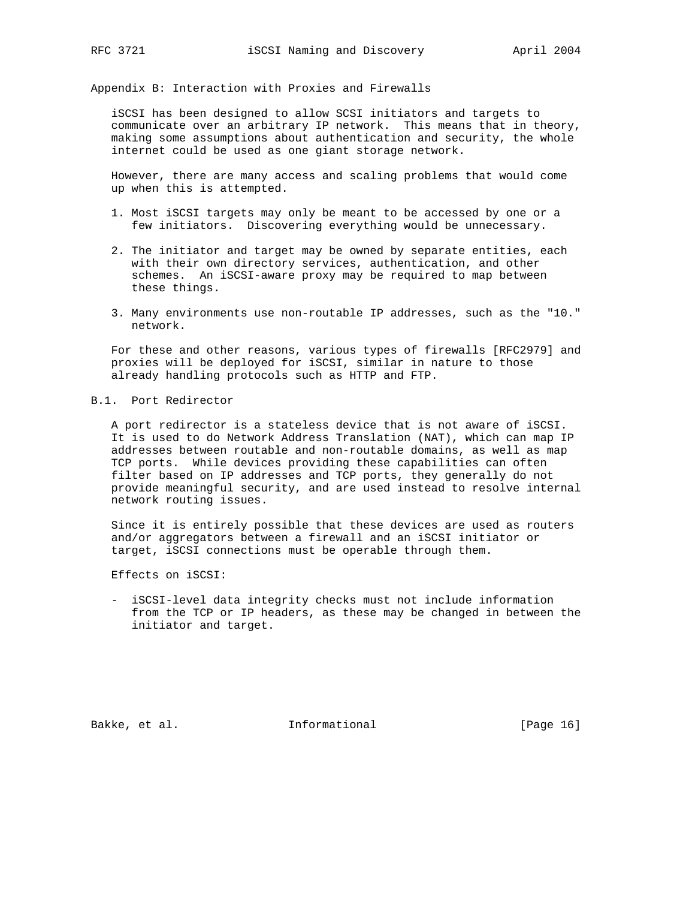## Appendix B: Interaction with Proxies and Firewalls

iSCSI has been designed to allow SCSI initiators and targets to communicate over an arbitrary IP network. This means that in theory, making some assumptions about authentication and security, the whole internet could be used as one giant storage network.

However, there are many access and scaling problems that would come up when this is attempted.

1. Most iSCSI targets may only be meant to be accessed by one or a few initiators. Discovering everything would be unnecessary.

2. The initiator and target may be owned by separate entities, each with their own directory services, authentication, and other schemes. An iSCSI-aware proxy may be required to map between these things.

3. Many environments use non-routable IP addresses, such as the "10." network.

For these and other reasons, various types of firewalls [RFC2979] and proxies will be deployed for iSCSI, similar in nature to those already handling protocols such as HTTP and FTP.

### B.1. Port Redirector

A port redirector is a stateless device that is not aware of iSCSI. It is used to do Network Address Translation (NAT), which can map IP addresses between routable and non-routable domains, as well as map TCP ports. While devices providing these capabilities can often filter based on IP addresses and TCP ports, they generally do not provide meaningful security, and are used instead to resolve internal network routing issues.

Since it is entirely possible that these devices are used as routers and/or aggregators between a firewall and an iSCSI initiator or target, iSCSI connections must be operable through them.

Effects on iSCSI:

- iSCSI-level data integrity checks must not include information from the TCP or IP headers, as these may be changed in between the initiator and target.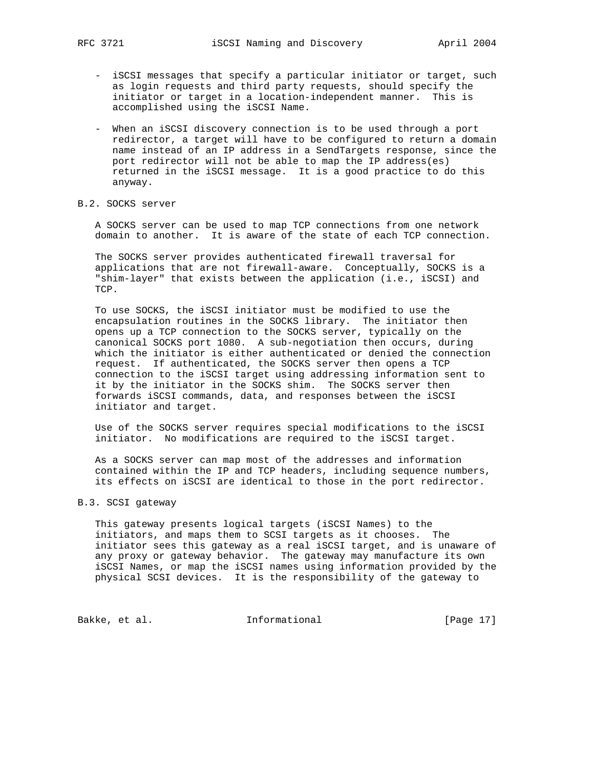- iSCSI messages that specify a particular initiator or target, such as login requests and third party requests, should specify the initiator or target in a location-independent manner. This is accomplished using the iSCSI Name.

- When an iSCSI discovery connection is to be used through a port redirector, a target will have to be configured to return a domain name instead of an IP address in a SendTargets response, since the port redirector will not be able to map the IP address(es) returned in the iSCSI message. It is a good practice to do this anyway.

## B.2. SOCKS server

A SOCKS server can be used to map TCP connections from one network domain to another. It is aware of the state of each TCP connection.

The SOCKS server provides authenticated firewall traversal for applications that are not firewall-aware. Conceptually, SOCKS is a "shim-layer" that exists between the application (i.e., iSCSI) and TCP.

To use SOCKS, the iSCSI initiator must be modified to use the encapsulation routines in the SOCKS library. The initiator then opens up a TCP connection to the SOCKS server, typically on the canonical SOCKS port 1080. A sub-negotiation then occurs, during which the initiator is either authenticated or denied the connection request. If authenticated, the SOCKS server then opens a TCP connection to the iSCSI target using addressing information sent to it by the initiator in the SOCKS shim. The SOCKS server then forwards iSCSI commands, data, and responses between the iSCSI initiator and target.

Use of the SOCKS server requires special modifications to the iSCSI initiator. No modifications are required to the iSCSI target.

As a SOCKS server can map most of the addresses and information contained within the IP and TCP headers, including sequence numbers, its effects on iSCSI are identical to those in the port redirector.

## B.3. SCSI gateway

This gateway presents logical targets (iSCSI Names) to the initiators, and maps them to SCSI targets as it chooses. The initiator sees this gateway as a real iSCSI target, and is unaware of any proxy or gateway behavior. The gateway may manufacture its own iSCSI Names, or map the iSCSI names using information provided by the physical SCSI devices. It is the responsibility of the gateway to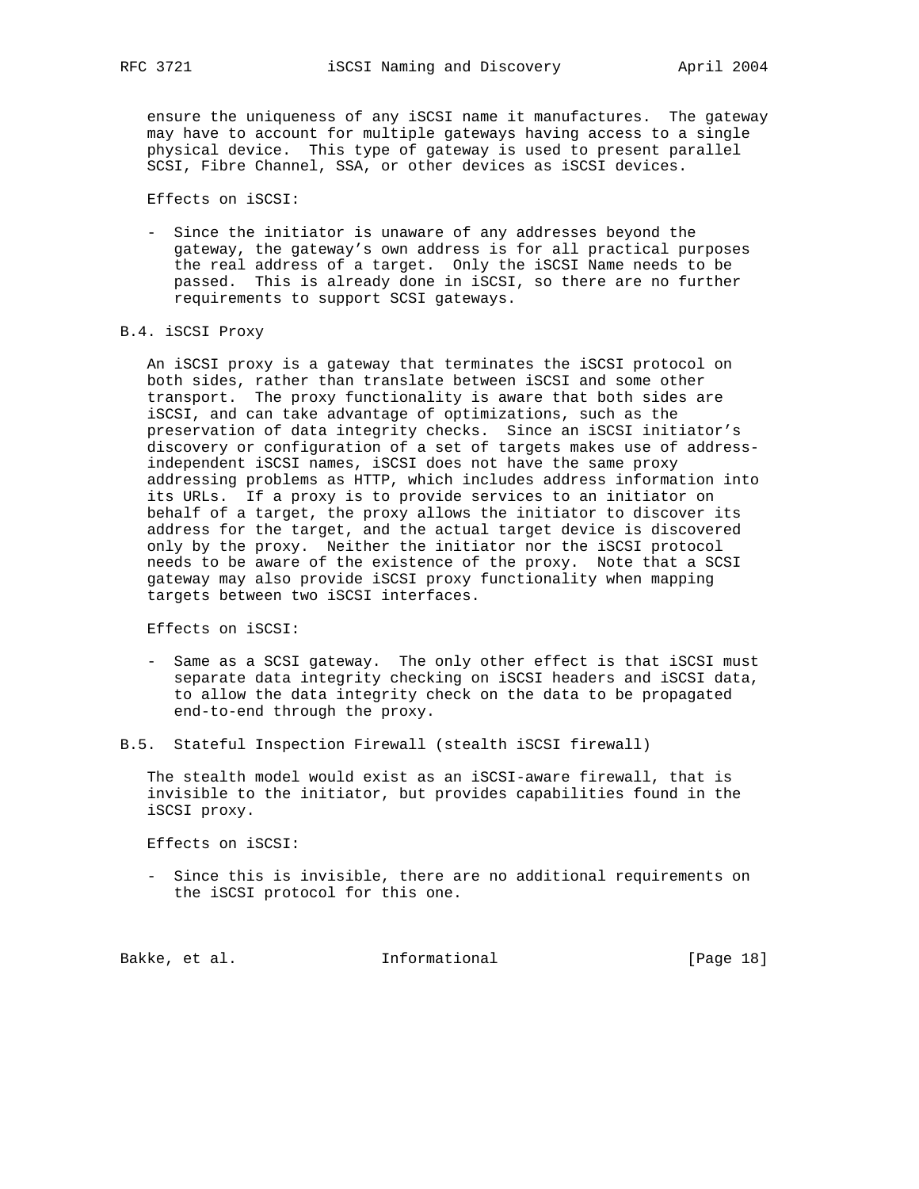ensure the uniqueness of any iSCSI name it manufactures. The gateway may have to account for multiple gateways having access to a single physical device. This type of gateway is used to present parallel SCSI, Fibre Channel, SSA, or other devices as iSCSI devices.

Effects on iSCSI:

- Since the initiator is unaware of any addresses beyond the gateway, the gateway's own address is for all practical purposes the real address of a target. Only the iSCSI Name needs to be passed. This is already done in iSCSI, so there are no further requirements to support SCSI gateways.

## B.4. iSCSI Proxy

An iSCSI proxy is a gateway that terminates the iSCSI protocol on both sides, rather than translate between iSCSI and some other transport. The proxy functionality is aware that both sides are iSCSI, and can take advantage of optimizations, such as the preservation of data integrity checks. Since an iSCSI initiator's discovery or configuration of a set of targets makes use of address-independent iSCSI names, iSCSI does not have the same proxy addressing problems as HTTP, which includes address information into its URLs. If a proxy is to provide services to an initiator on behalf of a target, the proxy allows the initiator to discover its address for the target, and the actual target device is discovered only by the proxy. Neither the initiator nor the iSCSI protocol needs to be aware of the existence of the proxy. Note that a SCSI gateway may also provide iSCSI proxy functionality when mapping targets between two iSCSI interfaces.

Effects on iSCSI:

- Same as a SCSI gateway. The only other effect is that iSCSI must separate data integrity checking on iSCSI headers and iSCSI data, to allow the data integrity check on the data to be propagated end-to-end through the proxy.

## B.5. Stateful Inspection Firewall (stealth iSCSI firewall)

The stealth model would exist as an iSCSI-aware firewall, that is invisible to the initiator, but provides capabilities found in the iSCSI proxy.

Effects on iSCSI:

- Since this is invisible, there are no additional requirements on the iSCSI protocol for this one.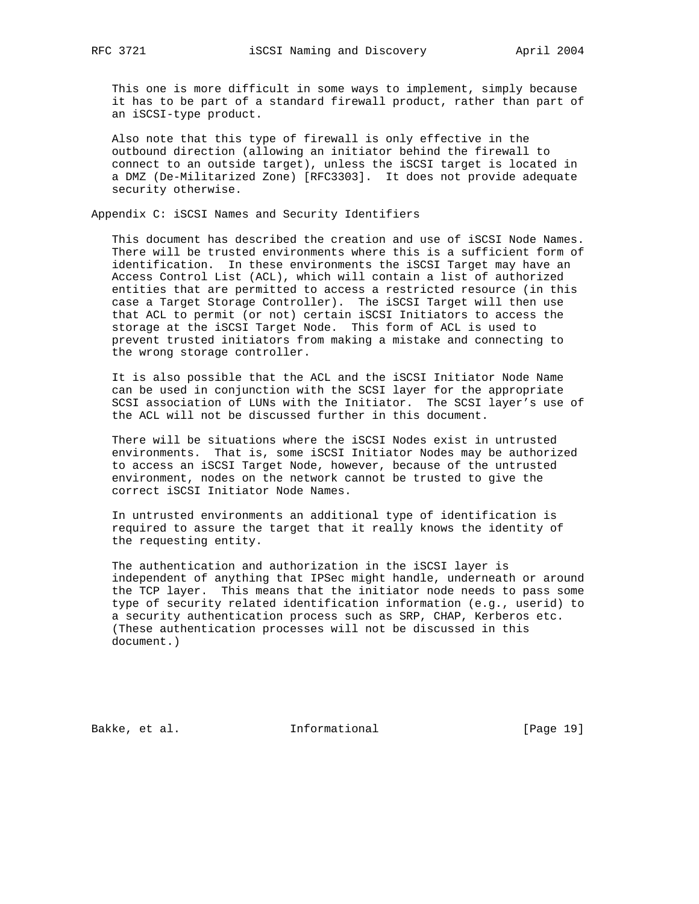This one is more difficult in some ways to implement, simply because it has to be part of a standard firewall product, rather than part of an iSCSI-type product.

Also note that this type of firewall is only effective in the outbound direction (allowing an initiator behind the firewall to connect to an outside target), unless the iSCSI target is located in a DMZ (De-Militarized Zone) [RFC3303]. It does not provide adequate security otherwise.

## Appendix C: iSCSI Names and Security Identifiers

This document has described the creation and use of iSCSI Node Names. There will be trusted environments where this is a sufficient form of identification. In these environments the iSCSI Target may have an Access Control List (ACL), which will contain a list of authorized entities that are permitted to access a restricted resource (in this case a Target Storage Controller). The iSCSI Target will then use that ACL to permit (or not) certain iSCSI Initiators to access the storage at the iSCSI Target Node. This form of ACL is used to prevent trusted initiators from making a mistake and connecting to the wrong storage controller.

It is also possible that the ACL and the iSCSI Initiator Node Name can be used in conjunction with the SCSI layer for the appropriate SCSI association of LUNs with the Initiator. The SCSI layer's use of the ACL will not be discussed further in this document.

There will be situations where the iSCSI Nodes exist in untrusted environments. That is, some iSCSI Initiator Nodes may be authorized to access an iSCSI Target Node, however, because of the untrusted environment, nodes on the network cannot be trusted to give the correct iSCSI Initiator Node Names.

In untrusted environments an additional type of identification is required to assure the target that it really knows the identity of the requesting entity.

The authentication and authorization in the iSCSI layer is independent of anything that IPSec might handle, underneath or around the TCP layer. This means that the initiator node needs to pass some type of security related identification information (e.g., userid) to a security authentication process such as SRP, CHAP, Kerberos etc. (These authentication processes will not be discussed in this document.)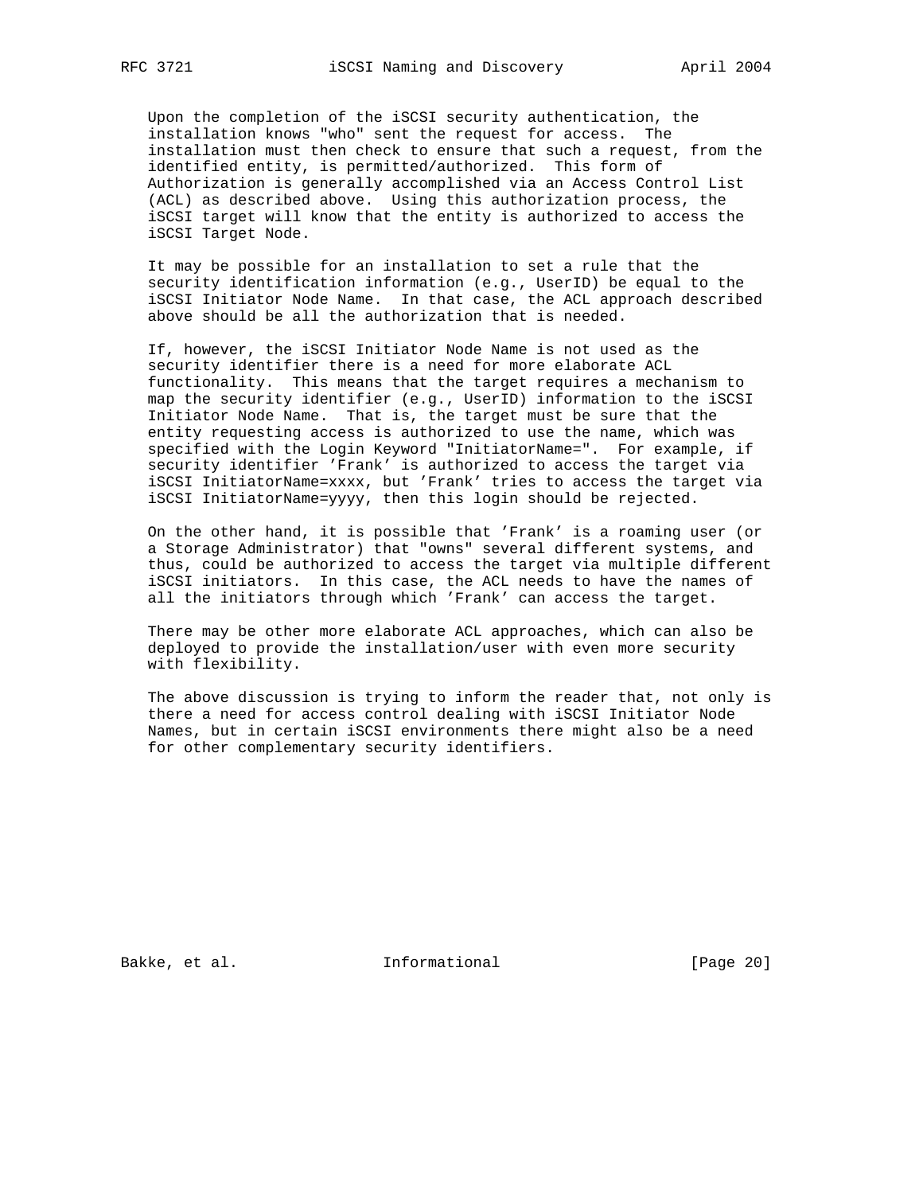Upon the completion of the iSCSI security authentication, the installation knows "who" sent the request for access. The installation must then check to ensure that such a request, from the identified entity, is permitted/authorized. This form of Authorization is generally accomplished via an Access Control List (ACL) as described above. Using this authorization process, the iSCSI target will know that the entity is authorized to access the iSCSI Target Node.

It may be possible for an installation to set a rule that the security identification information (e.g., UserID) be equal to the iSCSI Initiator Node Name. In that case, the ACL approach described above should be all the authorization that is needed.

If, however, the iSCSI Initiator Node Name is not used as the security identifier there is a need for more elaborate ACL functionality. This means that the target requires a mechanism to map the security identifier (e.g., UserID) information to the iSCSI Initiator Node Name. That is, the target must be sure that the entity requesting access is authorized to use the name, which was specified with the Login Keyword "InitiatorName=". For example, if security identifier 'Frank' is authorized to access the target via iSCSI InitiatorName=xxxx, but 'Frank' tries to access the target via iSCSI InitiatorName=yyyy, then this login should be rejected.

On the other hand, it is possible that 'Frank' is a roaming user (or a Storage Administrator) that "owns" several different systems, and thus, could be authorized to access the target via multiple different iSCSI initiators. In this case, the ACL needs to have the names of all the initiators through which 'Frank' can access the target.

There may be other more elaborate ACL approaches, which can also be deployed to provide the installation/user with even more security with flexibility.

The above discussion is trying to inform the reader that, not only is there a need for access control dealing with iSCSI Initiator Node Names, but in certain iSCSI environments there might also be a need for other complementary security identifiers.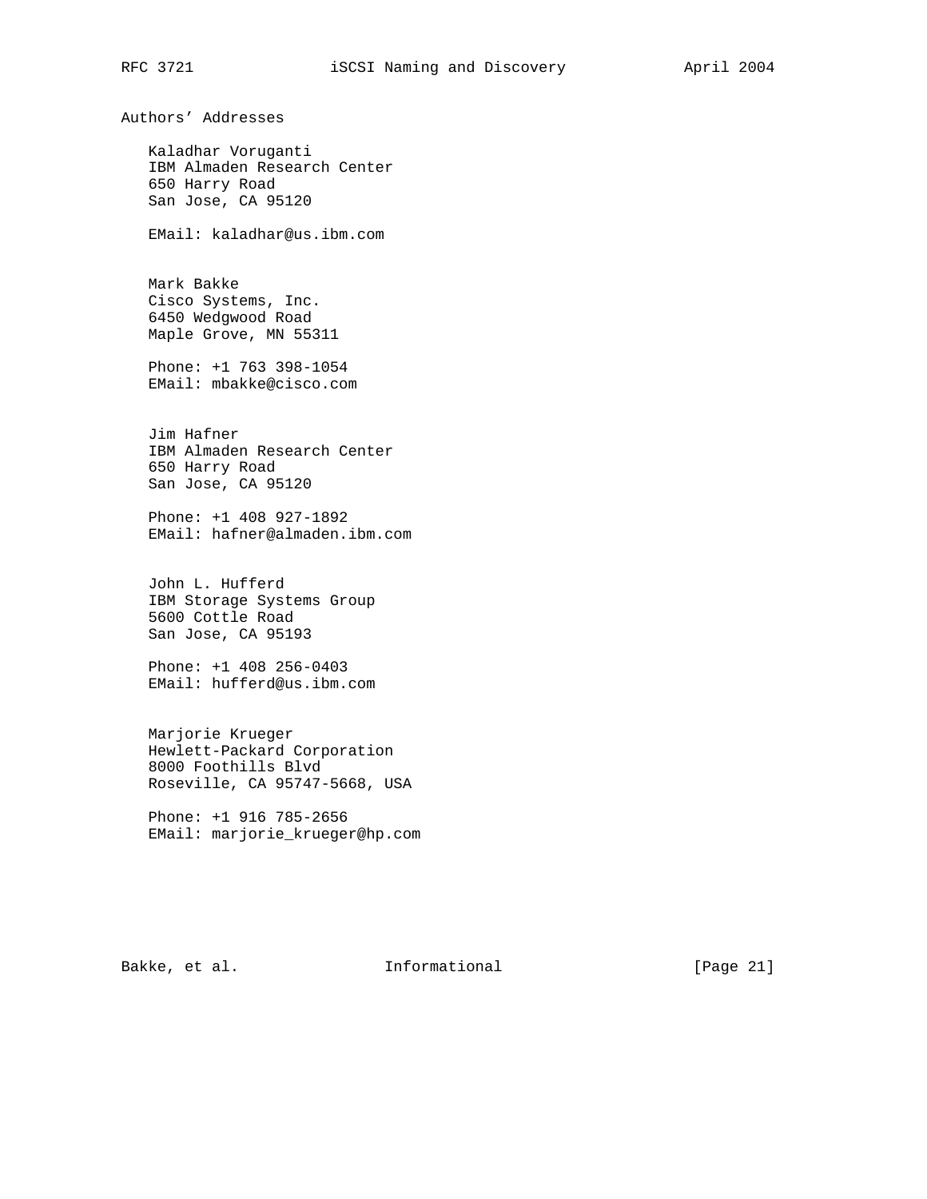# Authors' Addresses

Kaladhar Voruganti
IBM Almaden Research Center
650 Harry Road
San Jose, CA 95120

EMail: kaladhar@us.ibm.com

Mark Bakke
Cisco Systems, Inc.
6450 Wedgwood Road
Maple Grove, MN 55311

Phone: +1 763 398-1054
EMail: mbakke@cisco.com

Jim Hafner
IBM Almaden Research Center
650 Harry Road
San Jose, CA 95120

Phone: +1 408 927-1892
EMail: hafner@almaden.ibm.com

John L. Hufferd
IBM Storage Systems Group
5600 Cottle Road
San Jose, CA 95193

Phone: +1 408 256-0403
EMail: hufferd@us.ibm.com

Marjorie Krueger
Hewlett-Packard Corporation
8000 Foothills Blvd
Roseville, CA 95747-5668, USA

Phone: +1 916 785-2656
EMail: marjorie_krueger@hp.com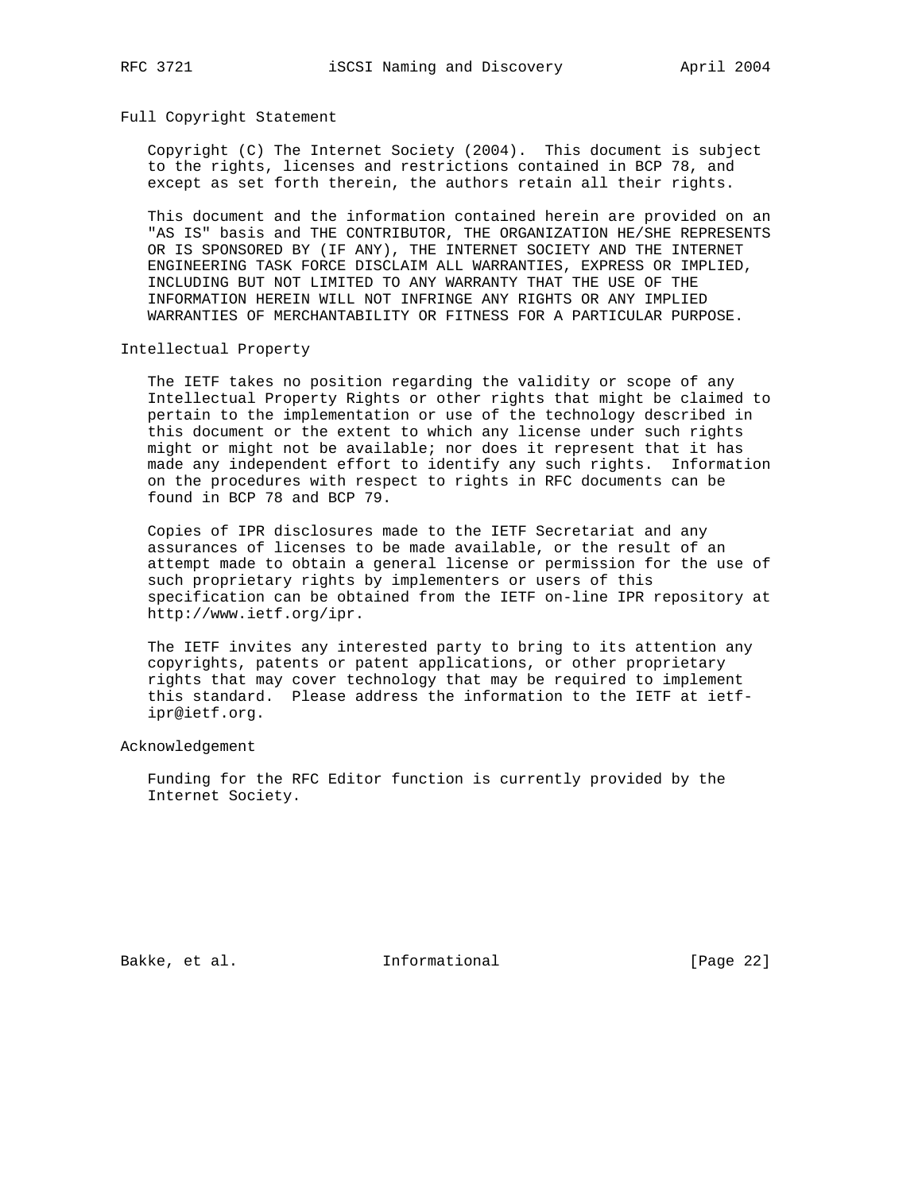## Full Copyright Statement

Copyright (C) The Internet Society (2004). This document is subject to the rights, licenses and restrictions contained in BCP 78, and except as set forth therein, the authors retain all their rights.

This document and the information contained herein are provided on an "AS IS" basis and THE CONTRIBUTOR, THE ORGANIZATION HE/SHE REPRESENTS OR IS SPONSORED BY (IF ANY), THE INTERNET SOCIETY AND THE INTERNET ENGINEERING TASK FORCE DISCLAIM ALL WARRANTIES, EXPRESS OR IMPLIED, INCLUDING BUT NOT LIMITED TO ANY WARRANTY THAT THE USE OF THE INFORMATION HEREIN WILL NOT INFRINGE ANY RIGHTS OR ANY IMPLIED WARRANTIES OF MERCHANTABILITY OR FITNESS FOR A PARTICULAR PURPOSE.

## Intellectual Property

The IETF takes no position regarding the validity or scope of any Intellectual Property Rights or other rights that might be claimed to pertain to the implementation or use of the technology described in this document or the extent to which any license under such rights might or might not be available; nor does it represent that it has made any independent effort to identify any such rights. Information on the procedures with respect to rights in RFC documents can be found in BCP 78 and BCP 79.

Copies of IPR disclosures made to the IETF Secretariat and any assurances of licenses to be made available, or the result of an attempt made to obtain a general license or permission for the use of such proprietary rights by implementers or users of this specification can be obtained from the IETF on-line IPR repository at http://www.ietf.org/ipr.

The IETF invites any interested party to bring to its attention any copyrights, patents or patent applications, or other proprietary rights that may cover technology that may be required to implement this standard. Please address the information to the IETF at ietf-ipr@ietf.org.

## Acknowledgement

Funding for the RFC Editor function is currently provided by the Internet Society.